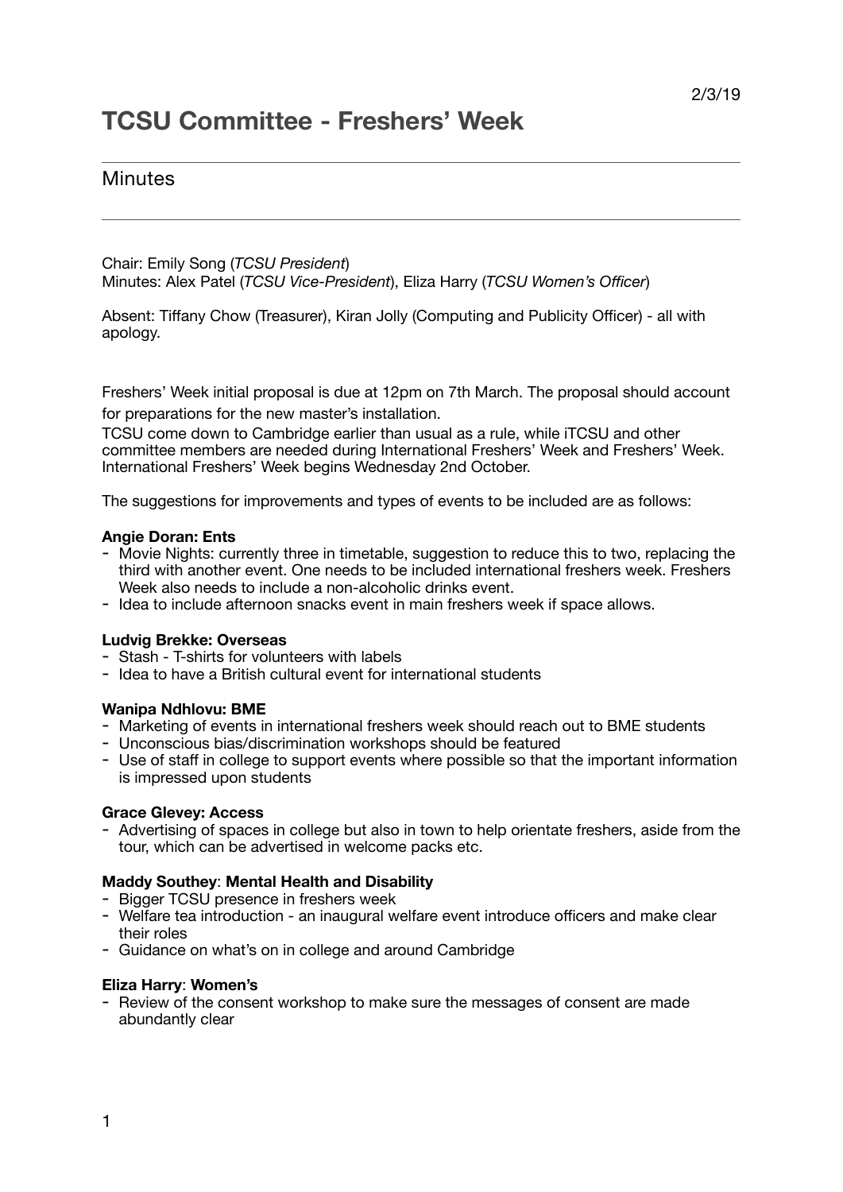2/3/19

# TCSU Committee - Freshers' Week

## Minutes

---

Chair: Emily Song (*TCSU President*)
Minutes: Alex Patel (*TCSU Vice-President*), Eliza Harry (*TCSU Women's Officer*)

Absent: Tiffany Chow (Treasurer), Kiran Jolly (Computing and Publicity Officer) - all with apology.

Freshers' Week initial proposal is due at 12pm on 7th March. The proposal should account for preparations for the new master's installation.
TCSU come down to Cambridge earlier than usual as a rule, while iTCSU and other committee members are needed during International Freshers' Week and Freshers' Week. International Freshers' Week begins Wednesday 2nd October.

The suggestions for improvements and types of events to be included are as follows:

**Angie Doran: Ents**

- Movie Nights: currently three in timetable, suggestion to reduce this to two, replacing the third with another event. One needs to be included international freshers week. Freshers Week also needs to include a non-alcoholic drinks event.
- Idea to include afternoon snacks event in main freshers week if space allows.

**Ludvig Brekke: Overseas**

- Stash - T-shirts for volunteers with labels
- Idea to have a British cultural event for international students

**Wanipa Ndhlovu: BME**

- Marketing of events in international freshers week should reach out to BME students
- Unconscious bias/discrimination workshops should be featured
- Use of staff in college to support events where possible so that the important information is impressed upon students

**Grace Glevey: Access**

- Advertising of spaces in college but also in town to help orientate freshers, aside from the tour, which can be advertised in welcome packs etc.

**Maddy Southey**: **Mental Health and Disability**

- Bigger TCSU presence in freshers week
- Welfare tea introduction - an inaugural welfare event introduce officers and make clear their roles
- Guidance on what's on in college and around Cambridge

**Eliza Harry**: **Women's**

- Review of the consent workshop to make sure the messages of consent are made abundantly clear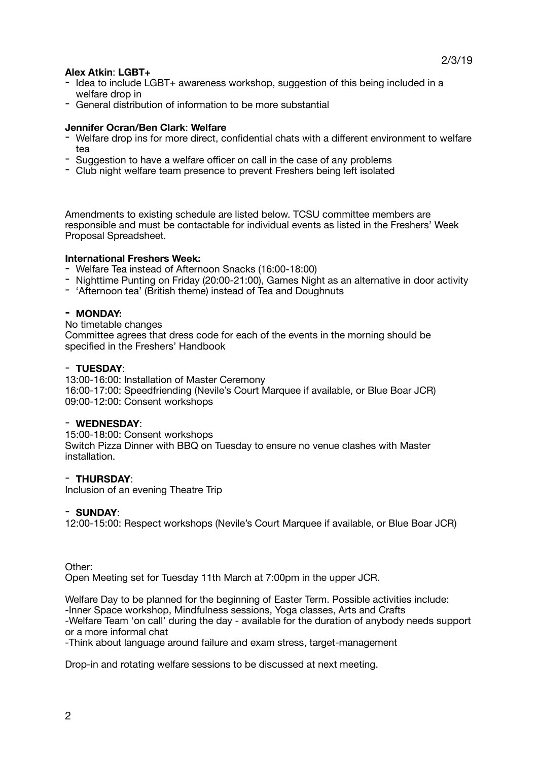2/3/19

**Alex Atkin**: **LGBT+**

- Idea to include LGBT+ awareness workshop, suggestion of this being included in a welfare drop in
- General distribution of information to be more substantial

**Jennifer Ocran/Ben Clark**: **Welfare**

- Welfare drop ins for more direct, confidential chats with a different environment to welfare tea
- Suggestion to have a welfare officer on call in the case of any problems
- Club night welfare team presence to prevent Freshers being left isolated

Amendments to existing schedule are listed below. TCSU committee members are responsible and must be contactable for individual events as listed in the Freshers' Week Proposal Spreadsheet.

**International Freshers Week:**

- Welfare Tea instead of Afternoon Snacks (16:00-18:00)
- Nighttime Punting on Friday (20:00-21:00), Games Night as an alternative in door activity
- 'Afternoon tea' (British theme) instead of Tea and Doughnuts

- **MONDAY:**

No timetable changes
Committee agrees that dress code for each of the events in the morning should be specified in the Freshers' Handbook

- **TUESDAY**:

13:00-16:00: Installation of Master Ceremony
16:00-17:00: Speedfriending (Nevile's Court Marquee if available, or Blue Boar JCR)
09:00-12:00: Consent workshops

- **WEDNESDAY**:

15:00-18:00: Consent workshops
Switch Pizza Dinner with BBQ on Tuesday to ensure no venue clashes with Master installation.

- **THURSDAY**:

Inclusion of an evening Theatre Trip

- **SUNDAY**:

12:00-15:00: Respect workshops (Nevile's Court Marquee if available, or Blue Boar JCR)

Other:
Open Meeting set for Tuesday 11th March at 7:00pm in the upper JCR.

Welfare Day to be planned for the beginning of Easter Term. Possible activities include:
-Inner Space workshop, Mindfulness sessions, Yoga classes, Arts and Crafts
-Welfare Team 'on call' during the day - available for the duration of anybody needs support or a more informal chat
-Think about language around failure and exam stress, target-management

Drop-in and rotating welfare sessions to be discussed at next meeting.